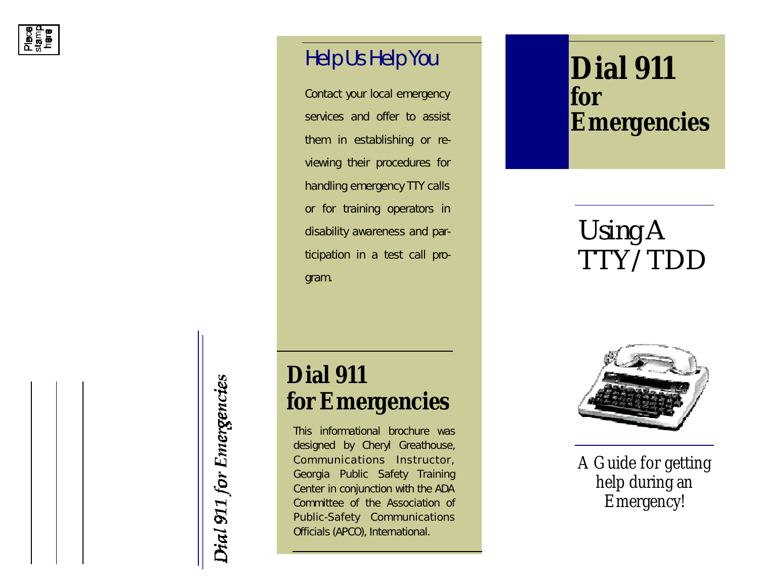Place stamp here

*Dial 911 for Emergencies*

## Help Us Help You

Contact your local emergency services and offer to assist them in establishing or reviewing their procedures for handling emergency TTY calls or for training operators in disability awareness and participation in a test call program.

## Dial 911 for Emergencies

This informational brochure was designed by Cheryl Greathouse, Communications Instructor, Georgia Public Safety Training Center in conjunction with the ADA Committee of the Association of Public-Safety Communications Officials (APCO), International.

# Dial 911 for Emergencies

## Using A TTY/TDD

*A Guide for getting help during an Emergency!*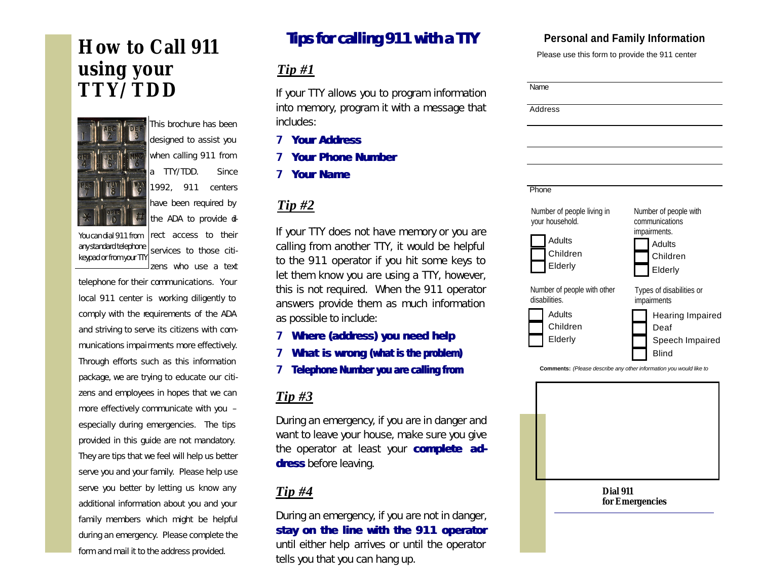# How to Call 911 using your TTY/TDD

You can dial 911 from any standard telephone keypad or from your TTY

This brochure has been designed to assist you when calling 911 from a TTY/TDD. Since 1992, 911 centers have been required by the ADA to provide direct access to their services to those citizens who use a text telephone for their communications. Your local 911 center is working diligently to comply with the requirements of the ADA and striving to serve its citizens with communications impairments more effectively. Through efforts such as this information package, we are trying to educate our citizens and employees in hopes that we can more effectively communicate with you – especially during emergencies. The tips provided in this guide are not mandatory. They are tips that we feel will help us better serve you and your family. Please help use serve you better by letting us know any additional information about you and your family members which might be helpful during an emergency. Please complete the form and mail it to the address provided.

## Tips for calling 911 with a TTY

### *Tip #1*

If your TTY allows you to program information into memory, program it with a message that includes:

- **Your Address**
- **Your Phone Number**
- **Your Name**

### *Tip #2*

If your TTY does not have memory or you are calling from another TTY, it would be helpful to the 911 operator if you hit some keys to let them know you are using a TTY, however, this is not required. When the 911 operator answers provide them as much information as possible to include:

- **Where (address) you need help**
- **What is wrong (what is the problem)**
- **Telephone Number you are calling from**

### *Tip #3*

During an emergency, if you are in danger and want to leave your house, make sure you give the operator at least your **complete address** before leaving.

### *Tip #4*

During an emergency, if you are not in danger, **stay on the line with the 911 operator** until either help arrives or until the operator tells you that you can hang up.

## Personal and Family Information

Please use this form to provide the 911 center

Name

Address

Phone

Number of people living in your household.

- Adults
- Children
- Elderly

Number of people with communications impairments.

- Adults
- Children
- Elderly

Number of people with other disabilities.

- Adults
- Children
- Elderly

Types of disabilities or impairments

- Hearing Impaired
- Deaf
- Speech Impaired
- Blind

**Comments:** *(Please describe any other information you would like to*

**Dial 911 for Emergencies**